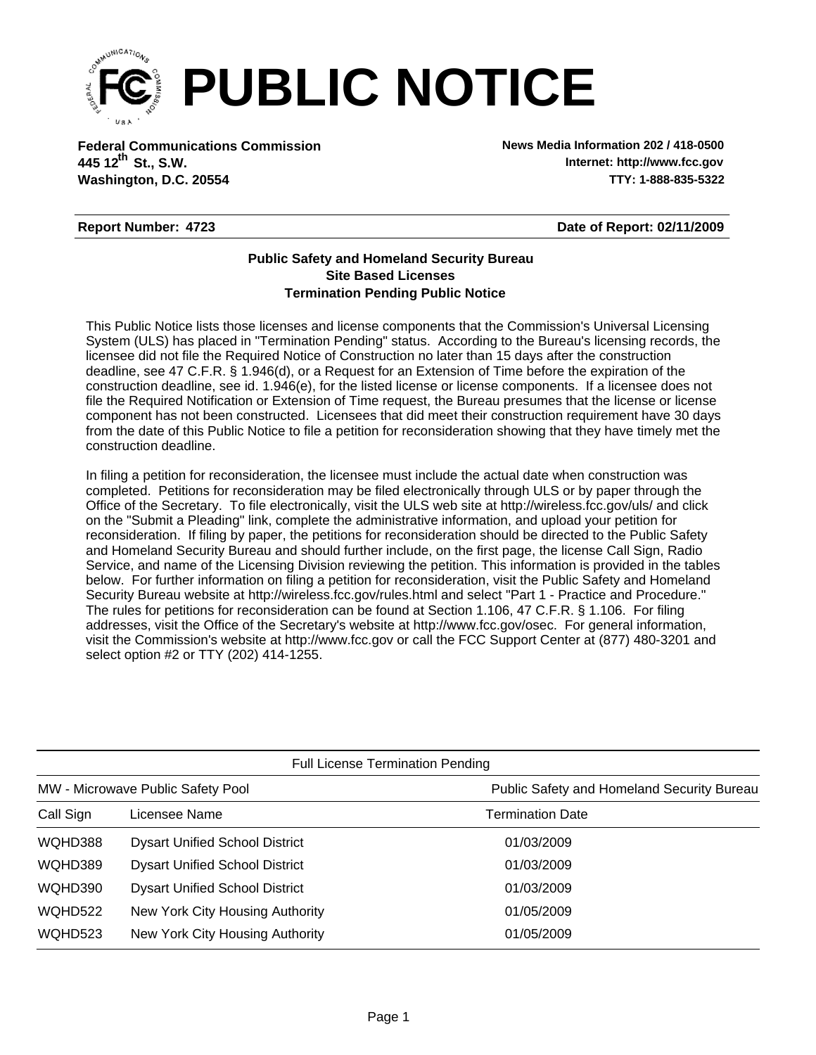# PUBLIC NOTICE

**Federal Communications Commission**
**445 12th St., S.W.**
**Washington, D.C. 20554**

**News Media Information 202 / 418-0500**
**Internet: http://www.fcc.gov**
**TTY: 1-888-835-5322**

**Report Number: 4723** | **Date of Report: 02/11/2009**

### Public Safety and Homeland Security Bureau
### Site Based Licenses
### Termination Pending Public Notice

This Public Notice lists those licenses and license components that the Commission's Universal Licensing System (ULS) has placed in "Termination Pending" status. According to the Bureau's licensing records, the licensee did not file the Required Notice of Construction no later than 15 days after the construction deadline, see 47 C.F.R. § 1.946(d), or a Request for an Extension of Time before the expiration of the construction deadline, see id. 1.946(e), for the listed license or license components. If a licensee does not file the Required Notification or Extension of Time request, the Bureau presumes that the license or license component has not been constructed. Licensees that did meet their construction requirement have 30 days from the date of this Public Notice to file a petition for reconsideration showing that they have timely met the construction deadline.

In filing a petition for reconsideration, the licensee must include the actual date when construction was completed. Petitions for reconsideration may be filed electronically through ULS or by paper through the Office of the Secretary. To file electronically, visit the ULS web site at http://wireless.fcc.gov/uls/ and click on the "Submit a Pleading" link, complete the administrative information, and upload your petition for reconsideration. If filing by paper, the petitions for reconsideration should be directed to the Public Safety and Homeland Security Bureau and should further include, on the first page, the license Call Sign, Radio Service, and name of the Licensing Division reviewing the petition. This information is provided in the tables below. For further information on filing a petition for reconsideration, visit the Public Safety and Homeland Security Bureau website at http://wireless.fcc.gov/rules.html and select "Part 1 - Practice and Procedure." The rules for petitions for reconsideration can be found at Section 1.106, 47 C.F.R. § 1.106. For filing addresses, visit the Office of the Secretary's website at http://www.fcc.gov/osec. For general information, visit the Commission's website at http://www.fcc.gov or call the FCC Support Center at (877) 480-3201 and select option #2 or TTY (202) 414-1255.

Full License Termination Pending

MW - Microwave Public Safety Pool — Public Safety and Homeland Security Bureau

| Call Sign | Licensee Name | Termination Date |
|---|---|---|
| WQHD388 | Dysart Unified School District | 01/03/2009 |
| WQHD389 | Dysart Unified School District | 01/03/2009 |
| WQHD390 | Dysart Unified School District | 01/03/2009 |
| WQHD522 | New York City Housing Authority | 01/05/2009 |
| WQHD523 | New York City Housing Authority | 01/05/2009 |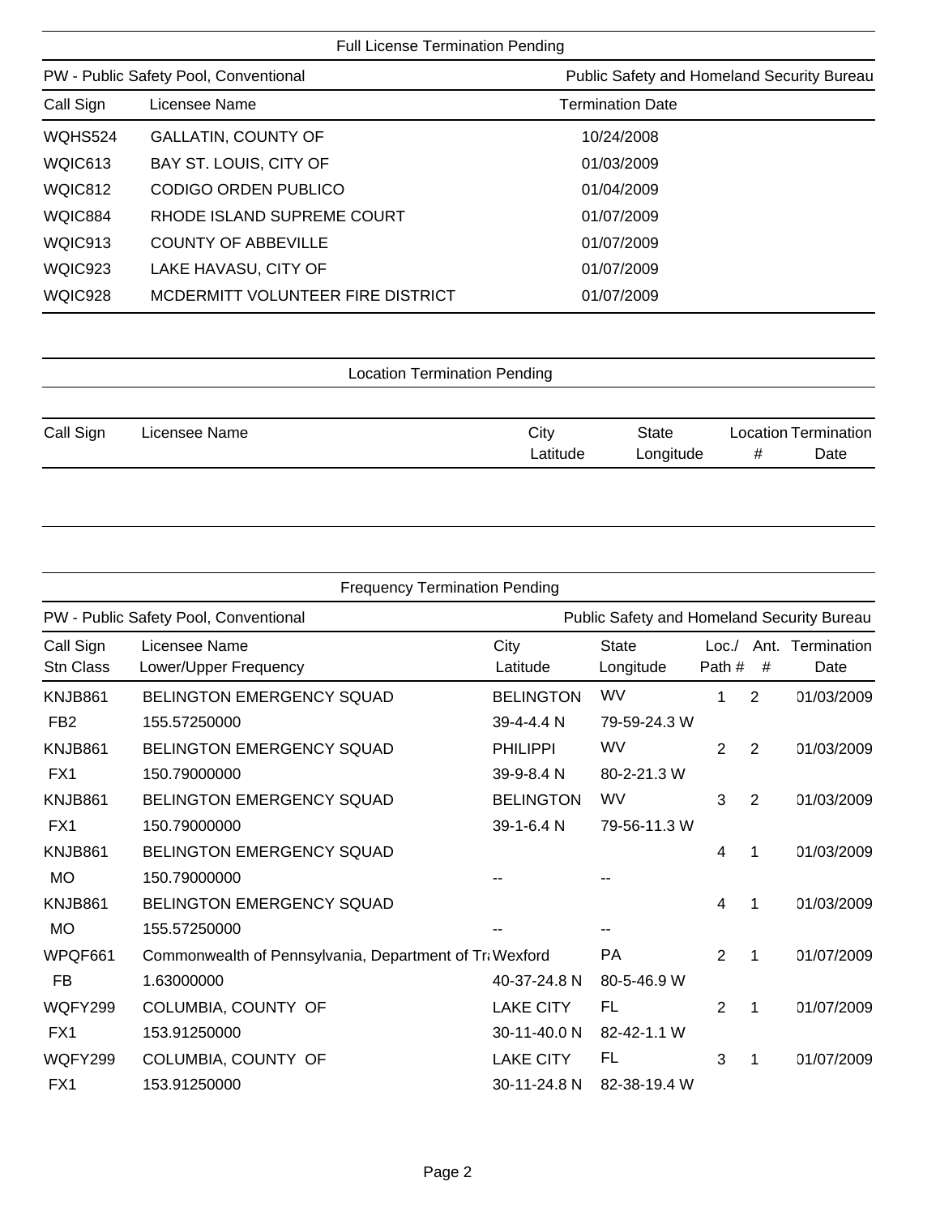## Full License Termination Pending

PW - Public Safety Pool, Conventional — Public Safety and Homeland Security Bureau

| Call Sign | Licensee Name | Termination Date |
|---|---|---|
| WQHS524 | GALLATIN, COUNTY OF | 10/24/2008 |
| WQIC613 | BAY ST. LOUIS, CITY OF | 01/03/2009 |
| WQIC812 | CODIGO ORDEN PUBLICO | 01/04/2009 |
| WQIC884 | RHODE ISLAND SUPREME COURT | 01/07/2009 |
| WQIC913 | COUNTY OF ABBEVILLE | 01/07/2009 |
| WQIC923 | LAKE HAVASU, CITY OF | 01/07/2009 |
| WQIC928 | MCDERMITT VOLUNTEER FIRE DISTRICT | 01/07/2009 |

## Location Termination Pending

| Call Sign | Licensee Name | City / Latitude | State / Longitude | Location # | Termination Date |
|---|---|---|---|---|---|

## Frequency Termination Pending

PW - Public Safety Pool, Conventional — Public Safety and Homeland Security Bureau

| Call Sign / Stn Class | Licensee Name / Lower/Upper Frequency | City / Latitude | State / Longitude | Loc./ Path # | Ant. # | Termination Date |
|---|---|---|---|---|---|---|
| KNJB861 | BELINGTON EMERGENCY SQUAD | BELINGTON | WV | 1 | 2 | 01/03/2009 |
| FB2 | 155.57250000 | 39-4-4.4 N | 79-59-24.3 W | | | |
| KNJB861 | BELINGTON EMERGENCY SQUAD | PHILIPPI | WV | 2 | 2 | 01/03/2009 |
| FX1 | 150.79000000 | 39-9-8.4 N | 80-2-21.3 W | | | |
| KNJB861 | BELINGTON EMERGENCY SQUAD | BELINGTON | WV | 3 | 2 | 01/03/2009 |
| FX1 | 150.79000000 | 39-1-6.4 N | 79-56-11.3 W | | | |
| KNJB861 | BELINGTON EMERGENCY SQUAD | | | 4 | 1 | 01/03/2009 |
| MO | 150.79000000 | -- | -- | | | |
| KNJB861 | BELINGTON EMERGENCY SQUAD | | | 4 | 1 | 01/03/2009 |
| MO | 155.57250000 | -- | -- | | | |
| WPQF661 | Commonwealth of Pennsylvania, Department of Tr | Wexford | PA | 2 | 1 | 01/07/2009 |
| FB | 1.63000000 | 40-37-24.8 N | 80-5-46.9 W | | | |
| WQFY299 | COLUMBIA, COUNTY OF | LAKE CITY | FL | 2 | 1 | 01/07/2009 |
| FX1 | 153.91250000 | 30-11-40.0 N | 82-42-1.1 W | | | |
| WQFY299 | COLUMBIA, COUNTY OF | LAKE CITY | FL | 3 | 1 | 01/07/2009 |
| FX1 | 153.91250000 | 30-11-24.8 N | 82-38-19.4 W | | | |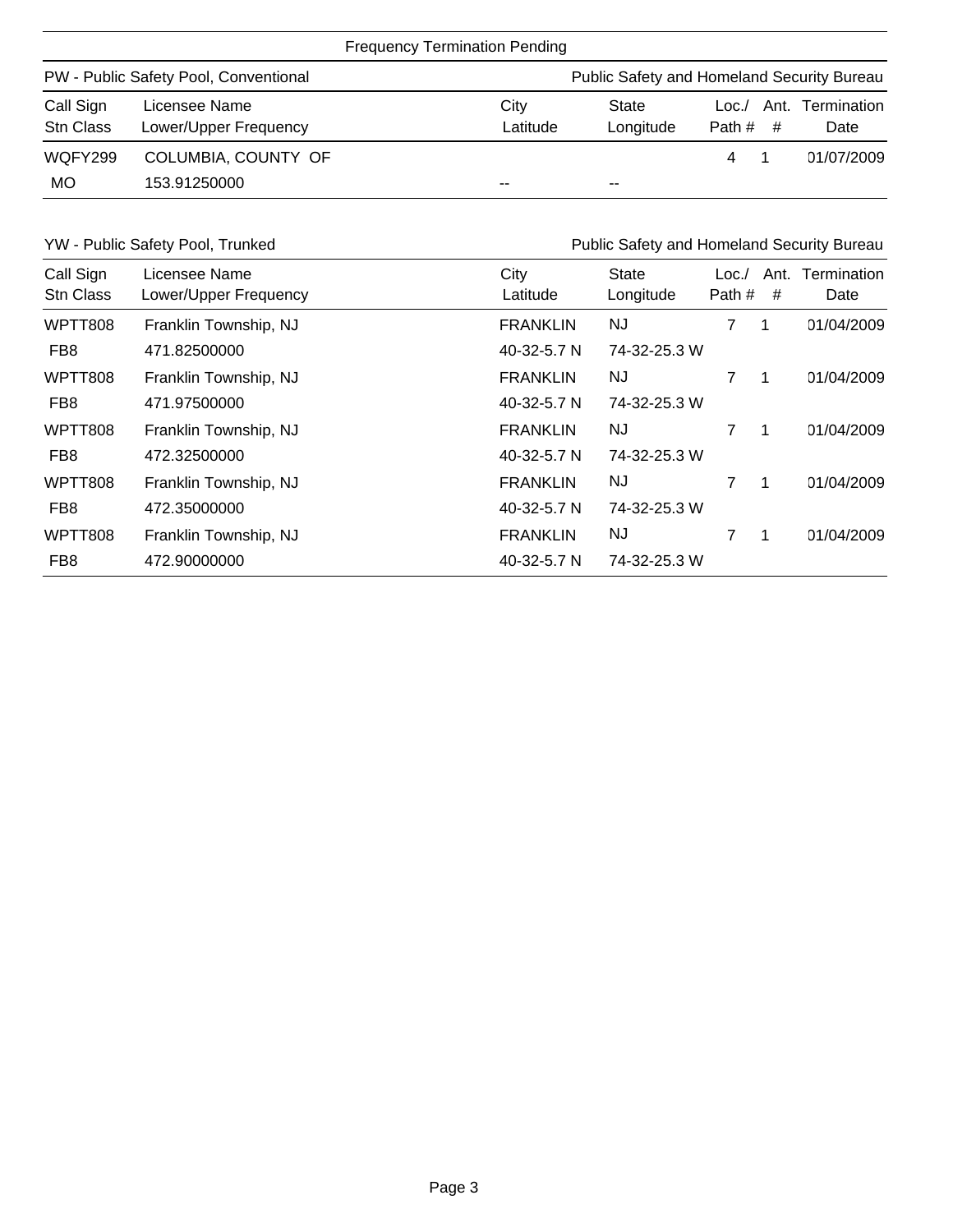## Frequency Termination Pending

### PW - Public Safety Pool, Conventional — Public Safety and Homeland Security Bureau

| Call Sign<br>Stn Class | Licensee Name<br>Lower/Upper Frequency | City<br>Latitude | State<br>Longitude | Loc./<br>Path # | Ant.<br># | Termination<br>Date |
|---|---|---|---|---|---|---|
| WQFY299 | COLUMBIA, COUNTY OF | | | 4 | 1 | 01/07/2009 |
| MO | 153.91250000 | -- | -- | | | |

### YW - Public Safety Pool, Trunked — Public Safety and Homeland Security Bureau

| Call Sign<br>Stn Class | Licensee Name<br>Lower/Upper Frequency | City<br>Latitude | State<br>Longitude | Loc./<br>Path # | Ant.<br># | Termination<br>Date |
|---|---|---|---|---|---|---|
| WPTT808 | Franklin Township, NJ | FRANKLIN | NJ | 7 | 1 | 01/04/2009 |
| FB8 | 471.82500000 | 40-32-5.7 N | 74-32-25.3 W | | | |
| WPTT808 | Franklin Township, NJ | FRANKLIN | NJ | 7 | 1 | 01/04/2009 |
| FB8 | 471.97500000 | 40-32-5.7 N | 74-32-25.3 W | | | |
| WPTT808 | Franklin Township, NJ | FRANKLIN | NJ | 7 | 1 | 01/04/2009 |
| FB8 | 472.32500000 | 40-32-5.7 N | 74-32-25.3 W | | | |
| WPTT808 | Franklin Township, NJ | FRANKLIN | NJ | 7 | 1 | 01/04/2009 |
| FB8 | 472.35000000 | 40-32-5.7 N | 74-32-25.3 W | | | |
| WPTT808 | Franklin Township, NJ | FRANKLIN | NJ | 7 | 1 | 01/04/2009 |
| FB8 | 472.90000000 | 40-32-5.7 N | 74-32-25.3 W | | | |